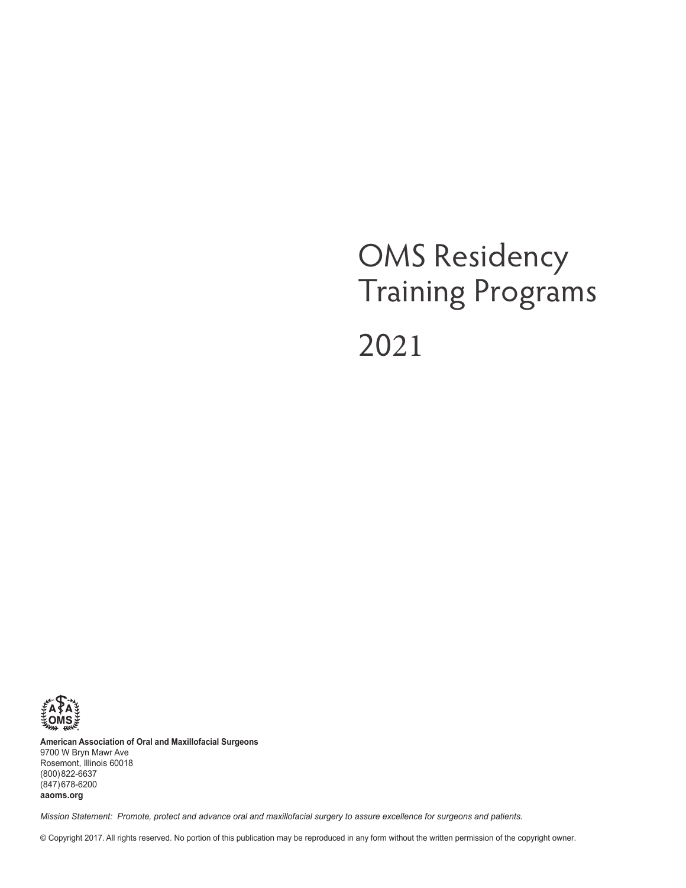# OMS Residency Training Programs

# 2021

**American Association of Oral and Maxillofacial Surgeons**
9700 W Bryn Mawr Ave
Rosemont, Illinois 60018
(800) 822-6637
(847) 678-6200
**aaoms.org**

*Mission Statement: Promote, protect and advance oral and maxillofacial surgery to assure excellence for surgeons and patients.*

© Copyright 2017. All rights reserved. No portion of this publication may be reproduced in any form without the written permission of the copyright owner.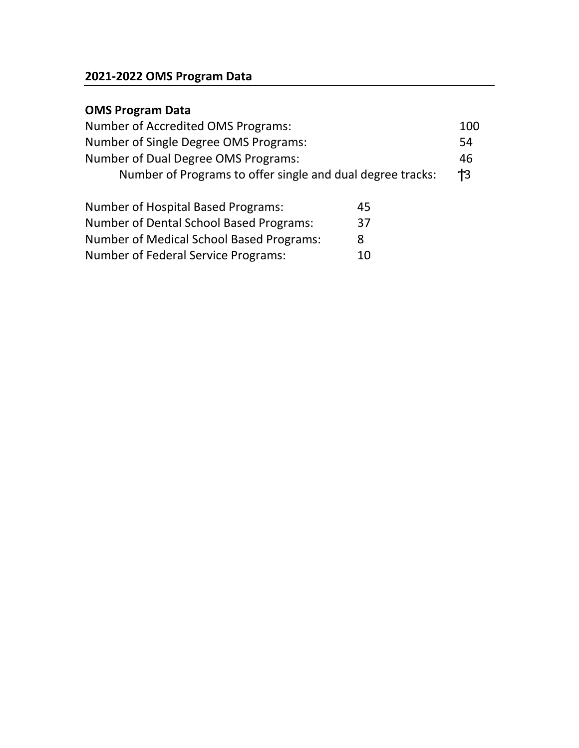## 2021-2022 OMS Program Data

### OMS Program Data

| | |
|---|---|
| Number of Accredited OMS Programs: | 100 |
| Number of Single Degree OMS Programs: | 54 |
| Number of Dual Degree OMS Programs: | 46 |
| Number of Programs to offer single and dual degree tracks: | †3 |

| | |
|---|---|
| Number of Hospital Based Programs: | 45 |
| Number of Dental School Based Programs: | 37 |
| Number of Medical School Based Programs: | 8 |
| Number of Federal Service Programs: | 10 |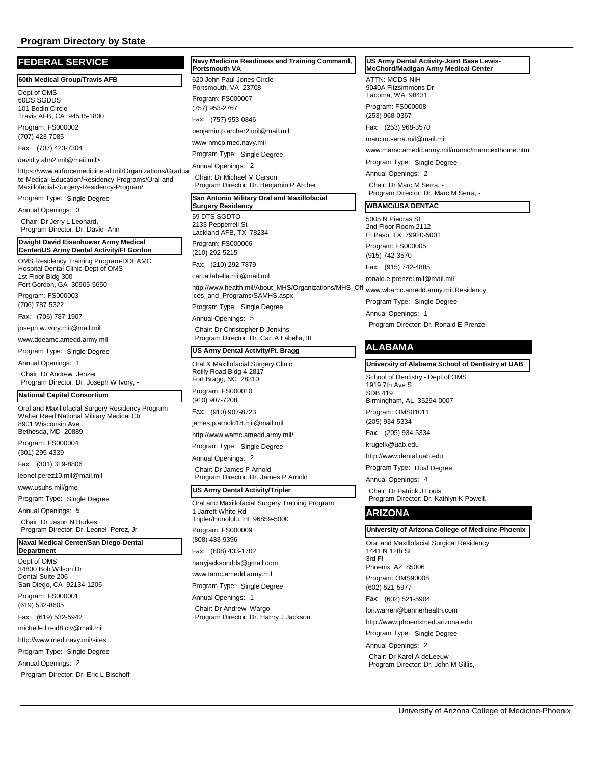## Program Directory by State

## FEDERAL SERVICE

### 60th Medical Group/Travis AFB

Dept of OMS
60DS SGDDS
101 Bodin Circle
Travis AFB, CA 94535-1800

Program: FS000002

(707) 423-7085

Fax: (707) 423-7304

david.y.ahn2.mil@mail.mil>

https://www.airforcemedicine.af.mil/Organizations/Graduate-Medical-Education/Residency-Programs/Oral-and-Maxillofacial-Surgery-Residency-Program/

Program Type: Single Degree

Annual Openings: 3

Chair: Dr Jerry L Leonard, -
Program Director: Dr. David Ahn

### Dwight David Eisenhower Army Medical Center/US Army Dental Activity/Ft Gordon

OMS Residency Training Program-DDEAMC
Hospital Dental Clinic-Dept of OMS
1st Floor Bldg 300
Fort Gordon, GA 30905-5650

Program: FS000003

(706) 787-5322

Fax: (706) 787-1907

joseph.w.ivory.mil@mail.mil

www.ddeamc.amedd.army.mil

Program Type: Single Degree

Annual Openings: 1

Chair: Dr Andrew Jenzer
Program Director: Dr. Joseph W Ivory, -

### National Capital Consortium

Oral and Maxillofacial Surgery Residency Program
Walter Reed National Military Medical Ctr
8901 Wisconsin Ave
Bethesda, MD 20889

Program: FS000004

(301) 295-4339

Fax: (301) 319-8806

leonel.perez10.mil@mail.mil

www.usuhs.mil/gme

Program Type: Single Degree

Annual Openings: 5

Chair: Dr Jason N Burkes
Program Director: Dr. Leonel Perez, Jr

### Naval Medical Center/San Diego-Dental Department

Dept of OMS
34800 Bob Wilson Dr
Dental Suite 206
San Diego, CA 92134-1206

Program: FS000001

(619) 532-8605

Fax: (619) 532-5942

michelle.l.reid8.civ@mail.mil

http://www.med.navy.mil/sites

Program Type: Single Degree

Annual Openings: 2

Program Director: Dr. Eric L Bischoff

### Navy Medicine Readiness and Training Command, Portsmouth VA

620 John Paul Jones Circle
Portsmouth, VA 23708

Program: FS000007

(757) 953-2767

Fax: (757) 953-0846

benjamin.p.archer2.mil@mail.mil

www-nmcp.med.navy.mil

Program Type: Single Degree

Annual Openings: 2

Chair: Dr Michael M Carson
Program Director: Dr. Benjamin P Archer

### San Antonio Military Oral and Maxillofacial Surgery Residency

59 DTS SGDTO
2133 Pepperrell St
Lackland AFB, TX 78234

Program: FS000006

(210) 292-5215

Fax: (210) 292-7879

carl.a.labella.mil@mail.mil

http://www.health.mil/About_MHS/Organizations/MHS_Offices_and_Programs/SAMHS.aspx

Program Type: Single Degree

Annual Openings: 5

Chair: Dr Christopher D Jenkins
Program Director: Dr. Carl A Labella, III

### US Army Dental Activity/Ft. Bragg

Oral & Maxillofacial Surgery Clinic
Reilly Road Bldg 4-2817
Fort Bragg, NC 28310

Program: FS000010

(910) 907-7208

Fax: (910) 907-8723

james.p.arnold18.mil@mail.mil

http://www.wamc.amedd.army.mil/

Program Type: Single Degree

Annual Openings: 2

Chair: Dr James P Arnold
Program Director: Dr. James P Arnold

### US Army Dental Activity/Tripler

Oral and Maxillofacial Surgery Training Program
1 Jarrett White Rd
Tripler/Honolulu, HI 96859-5000

Program: FS000009

(808) 433-9396

Fax: (808) 433-1702

harryjacksondds@gmail.com

www.tamc.amedd.army.mil

Program Type: Single Degree

Annual Openings: 1

Chair: Dr Andrew Wargo
Program Director: Dr. Harrry J Jackson

### US Army Dental Activity-Joint Base Lewis-McChord/Madigan Army Medical Center

ATTN: MCDS-NIH
9040A Fitzsimmons Dr
Tacoma, WA 98431

Program: FS000008

(253) 968-0367

Fax: (253) 968-3570

marc.m.serra.mil@mail.mil

www.mamc.amedd.army.mil/mamc/mamcexthome.htm

Program Type: Single Degree

Annual Openings: 2

Chair: Dr Marc M Serra, -
Program Director: Dr. Marc M Serra, -

### WBAMC/USA DENTAC

5005 N Piedras St
2nd Floor Room 2112
El Paso, TX 79920-5001

Program: FS000005

(915) 742-3570

Fax: (915) 742-4885

ronald.e.prenzel.mil@mail.mil

www.wbamc.amedd.army.mil.Residency

Program Type: Single Degree

Annual Openings: 1

Program Director: Dr. Ronald E Prenzel

## ALABAMA

### University of Alabama School of Dentistry at UAB

School of Dentistry - Dept of OMS
1919 7th Ave S
SDB 419
Birmingham, AL 35294-0007

Program: OMS01011

(205) 934-5334

Fax: (205) 934-5334

krugelk@uab.edu

http://www.dental.uab.edu

Program Type: Dual Degree

Annual Openings: 4

Chair: Dr Patrick J Louis
Program Director: Dr. Kathlyn K Powell, -

## ARIZONA

### University of Arizona College of Medicine-Phoenix

Oral and Maxillofacial Surgical Residency
1441 N 12th St
3rd Fl
Phoenix, AZ 85006

Program: OMS90008

(602) 521-5977

Fax: (602) 521-5904

lori.warren@bannerhealth.com

http://www.phoenixmed.arizona.edu

Program Type: Single Degree

Annual Openings: 2

Chair: Dr Karel A deLeeuw
Program Director: Dr. John M Gillis, -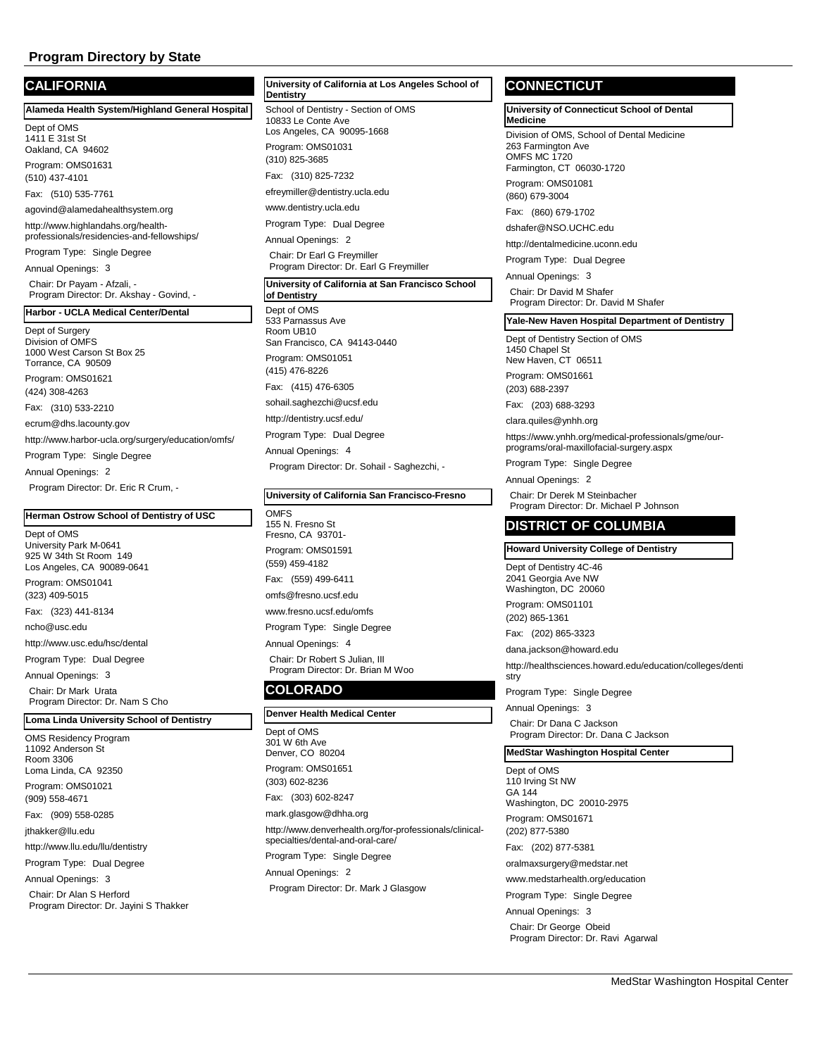## Program Directory by State

## CALIFORNIA

### Alameda Health System/Highland General Hospital

Dept of OMS
1411 E 31st St
Oakland, CA 94602

Program: OMS01631

(510) 437-4101

Fax: (510) 535-7761

agovind@alamedahealthsystem.org

http://www.highlandahs.org/health-professionals/residencies-and-fellowships/

Program Type: Single Degree

Annual Openings: 3

Chair: Dr Payam - Afzali, -
Program Director: Dr. Akshay - Govind, -

### Harbor - UCLA Medical Center/Dental

Dept of Surgery
Division of OMFS
1000 West Carson St Box 25
Torrance, CA 90509

Program: OMS01621

(424) 308-4263

Fax: (310) 533-2210

ecrum@dhs.lacounty.gov

http://www.harbor-ucla.org/surgery/education/omfs/

Program Type: Single Degree

Annual Openings: 2

Program Director: Dr. Eric R Crum, -

### Herman Ostrow School of Dentistry of USC

Dept of OMS
University Park M-0641
925 W 34th St Room 149
Los Angeles, CA 90089-0641

Program: OMS01041

(323) 409-5015

Fax: (323) 441-8134

ncho@usc.edu

http://www.usc.edu/hsc/dental

Program Type: Dual Degree

Annual Openings: 3

Chair: Dr Mark Urata
Program Director: Dr. Nam S Cho

### Loma Linda University School of Dentistry

OMS Residency Program
11092 Anderson St
Room 3306
Loma Linda, CA 92350

Program: OMS01021

(909) 558-4671

Fax: (909) 558-0285

jthakker@llu.edu

http://www.llu.edu/llu/dentistry

Program Type: Dual Degree

Annual Openings: 3

Chair: Dr Alan S Herford
Program Director: Dr. Jayini S Thakker

### University of California at Los Angeles School of Dentistry

School of Dentistry - Section of OMS
10833 Le Conte Ave
Los Angeles, CA 90095-1668

Program: OMS01031

(310) 825-3685

Fax: (310) 825-7232

efreymiller@dentistry.ucla.edu

www.dentistry.ucla.edu

Program Type: Dual Degree

Annual Openings: 2

Chair: Dr Earl G Freymiller
Program Director: Dr. Earl G Freymiller

### University of California at San Francisco School of Dentistry

Dept of OMS
533 Parnassus Ave
Room UB10
San Francisco, CA 94143-0440

Program: OMS01051

(415) 476-8226

Fax: (415) 476-6305

sohail.saghezchi@ucsf.edu

http://dentistry.ucsf.edu/

Program Type: Dual Degree

Annual Openings: 4

Program Director: Dr. Sohail - Saghezchi, -

### University of California San Francisco-Fresno

OMFS
155 N. Fresno St
Fresno, CA 93701-

Program: OMS01591

(559) 459-4182

Fax: (559) 499-6411

omfs@fresno.ucsf.edu

www.fresno.ucsf.edu/omfs

Program Type: Single Degree

Annual Openings: 4

Chair: Dr Robert S Julian, III
Program Director: Dr. Brian M Woo

## COLORADO

### Denver Health Medical Center

Dept of OMS
301 W 6th Ave
Denver, CO 80204

Program: OMS01651

(303) 602-8236

Fax: (303) 602-8247

mark.glasgow@dhha.org

http://www.denverhealth.org/for-professionals/clinical-specialties/dental-and-oral-care/

Program Type: Single Degree

Annual Openings: 2

Program Director: Dr. Mark J Glasgow

## CONNECTICUT

### University of Connecticut School of Dental Medicine

Division of OMS, School of Dental Medicine
263 Farmington Ave
OMFS MC 1720
Farmington, CT 06030-1720

Program: OMS01081

(860) 679-3004

Fax: (860) 679-1702

dshafer@NSO.UCHC.edu

http://dentalmedicine.uconn.edu

Program Type: Dual Degree

Annual Openings: 3

Chair: Dr David M Shafer
Program Director: Dr. David M Shafer

### Yale-New Haven Hospital Department of Dentistry

Dept of Dentistry Section of OMS
1450 Chapel St
New Haven, CT 06511

Program: OMS01661

(203) 688-2397

Fax: (203) 688-3293

clara.quiles@ynhh.org

https://www.ynhh.org/medical-professionals/gme/our-programs/oral-maxillofacial-surgery.aspx

Program Type: Single Degree

Annual Openings: 2

Chair: Dr Derek M Steinbacher
Program Director: Dr. Michael P Johnson

## DISTRICT OF COLUMBIA

### Howard University College of Dentistry

Dept of Dentistry 4C-46
2041 Georgia Ave NW
Washington, DC 20060

Program: OMS01101

(202) 865-1361

Fax: (202) 865-3323

dana.jackson@howard.edu

http://healthsciences.howard.edu/education/colleges/dentistry

Program Type: Single Degree

Annual Openings: 3

Chair: Dr Dana C Jackson
Program Director: Dr. Dana C Jackson

### MedStar Washington Hospital Center

Dept of OMS
110 Irving St NW
GA 144
Washington, DC 20010-2975

Program: OMS01671

(202) 877-5380

Fax: (202) 877-5381

oralmaxsurgery@medstar.net

www.medstarhealth.org/education

Program Type: Single Degree

Annual Openings: 3

Chair: Dr George Obeid
Program Director: Dr. Ravi Agarwal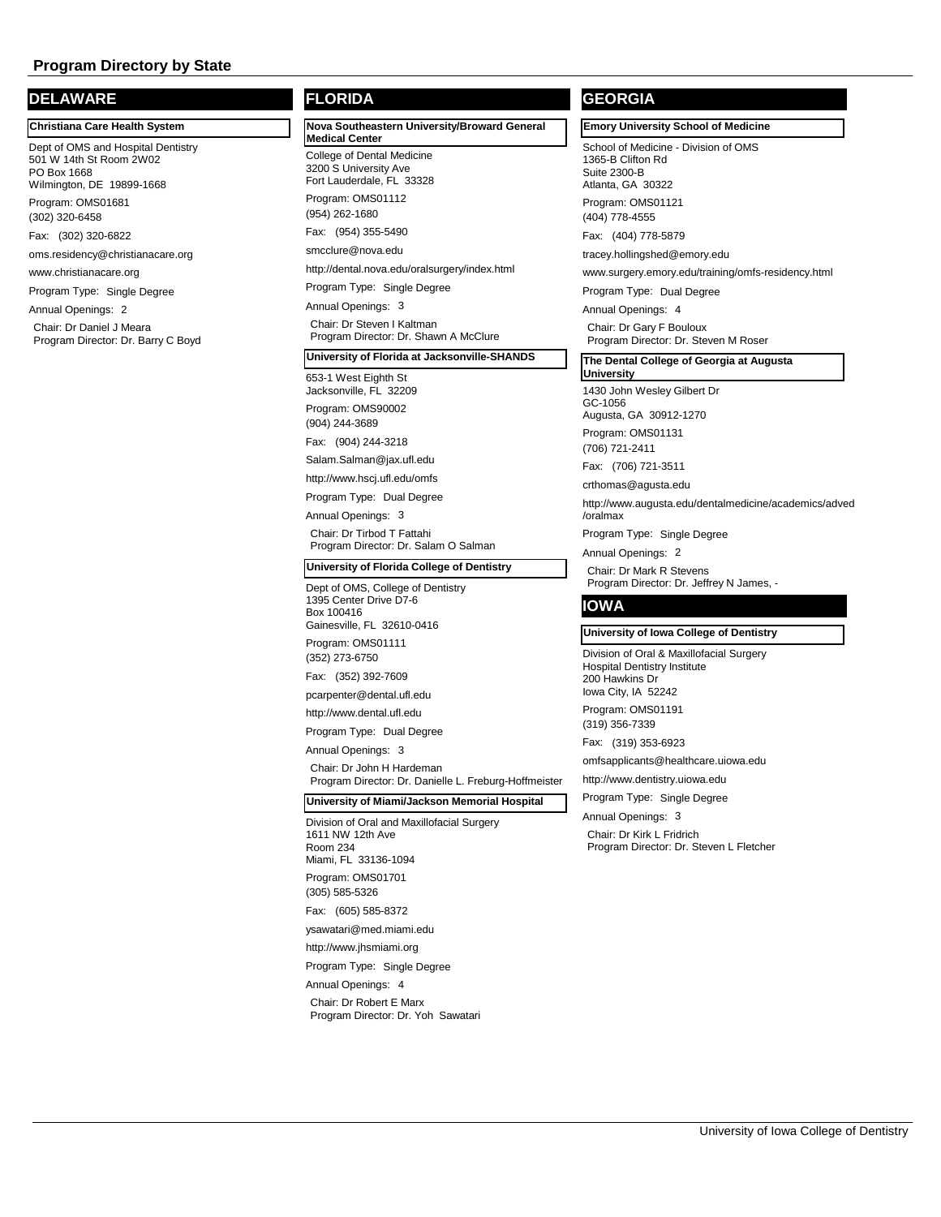# Program Directory by State

## DELAWARE

### Christiana Care Health System

Dept of OMS and Hospital Dentistry
501 W 14th St Room 2W02
PO Box 1668
Wilmington, DE 19899-1668

Program: OMS01681
(302) 320-6458

Fax: (302) 320-6822

oms.residency@christianacare.org

www.christianacare.org

Program Type: Single Degree

Annual Openings: 2

Chair: Dr Daniel J Meara
Program Director: Dr. Barry C Boyd

## FLORIDA

### Nova Southeastern University/Broward General Medical Center

College of Dental Medicine
3200 S University Ave
Fort Lauderdale, FL 33328

Program: OMS01112
(954) 262-1680

Fax: (954) 355-5490

smcclure@nova.edu

http://dental.nova.edu/oralsurgery/index.html

Program Type: Single Degree

Annual Openings: 3

Chair: Dr Steven I Kaltman
Program Director: Dr. Shawn A McClure

### University of Florida at Jacksonville-SHANDS

653-1 West Eighth St
Jacksonville, FL 32209

Program: OMS90002
(904) 244-3689

Fax: (904) 244-3218

Salam.Salman@jax.ufl.edu

http://www.hscj.ufl.edu/omfs

Program Type: Dual Degree

Annual Openings: 3

Chair: Dr Tirbod T Fattahi
Program Director: Dr. Salam O Salman

### University of Florida College of Dentistry

Dept of OMS, College of Dentistry
1395 Center Drive D7-6
Box 100416
Gainesville, FL 32610-0416

Program: OMS01111
(352) 273-6750

Fax: (352) 392-7609

pcarpenter@dental.ufl.edu

http://www.dental.ufl.edu

Program Type: Dual Degree

Annual Openings: 3

Chair: Dr John H Hardeman
Program Director: Dr. Danielle L. Freburg-Hoffmeister

### University of Miami/Jackson Memorial Hospital

Division of Oral and Maxillofacial Surgery
1611 NW 12th Ave
Room 234
Miami, FL 33136-1094

Program: OMS01701
(305) 585-5326

Fax: (605) 585-8372

ysawatari@med.miami.edu

http://www.jhsmiami.org

Program Type: Single Degree

Annual Openings: 4

Chair: Dr Robert E Marx
Program Director: Dr. Yoh Sawatari

## GEORGIA

### Emory University School of Medicine

School of Medicine - Division of OMS
1365-B Clifton Rd
Suite 2300-B
Atlanta, GA 30322

Program: OMS01121
(404) 778-4555

Fax: (404) 778-5879

tracey.hollingshed@emory.edu

www.surgery.emory.edu/training/omfs-residency.html

Program Type: Dual Degree

Annual Openings: 4

Chair: Dr Gary F Bouloux
Program Director: Dr. Steven M Roser

### The Dental College of Georgia at Augusta University

1430 John Wesley Gilbert Dr
GC-1056
Augusta, GA 30912-1270

Program: OMS01131
(706) 721-2411

Fax: (706) 721-3511

crthomas@agusta.edu

http://www.augusta.edu/dentalmedicine/academics/adved/oralmax

Program Type: Single Degree

Annual Openings: 2

Chair: Dr Mark R Stevens
Program Director: Dr. Jeffrey N James, -

## IOWA

### University of Iowa College of Dentistry

Division of Oral & Maxillofacial Surgery
Hospital Dentistry Institute
200 Hawkins Dr
Iowa City, IA 52242

Program: OMS01191
(319) 356-7339

Fax: (319) 353-6923

omfsapplicants@healthcare.uiowa.edu

http://www.dentistry.uiowa.edu

Program Type: Single Degree

Annual Openings: 3

Chair: Dr Kirk L Fridrich
Program Director: Dr. Steven L Fletcher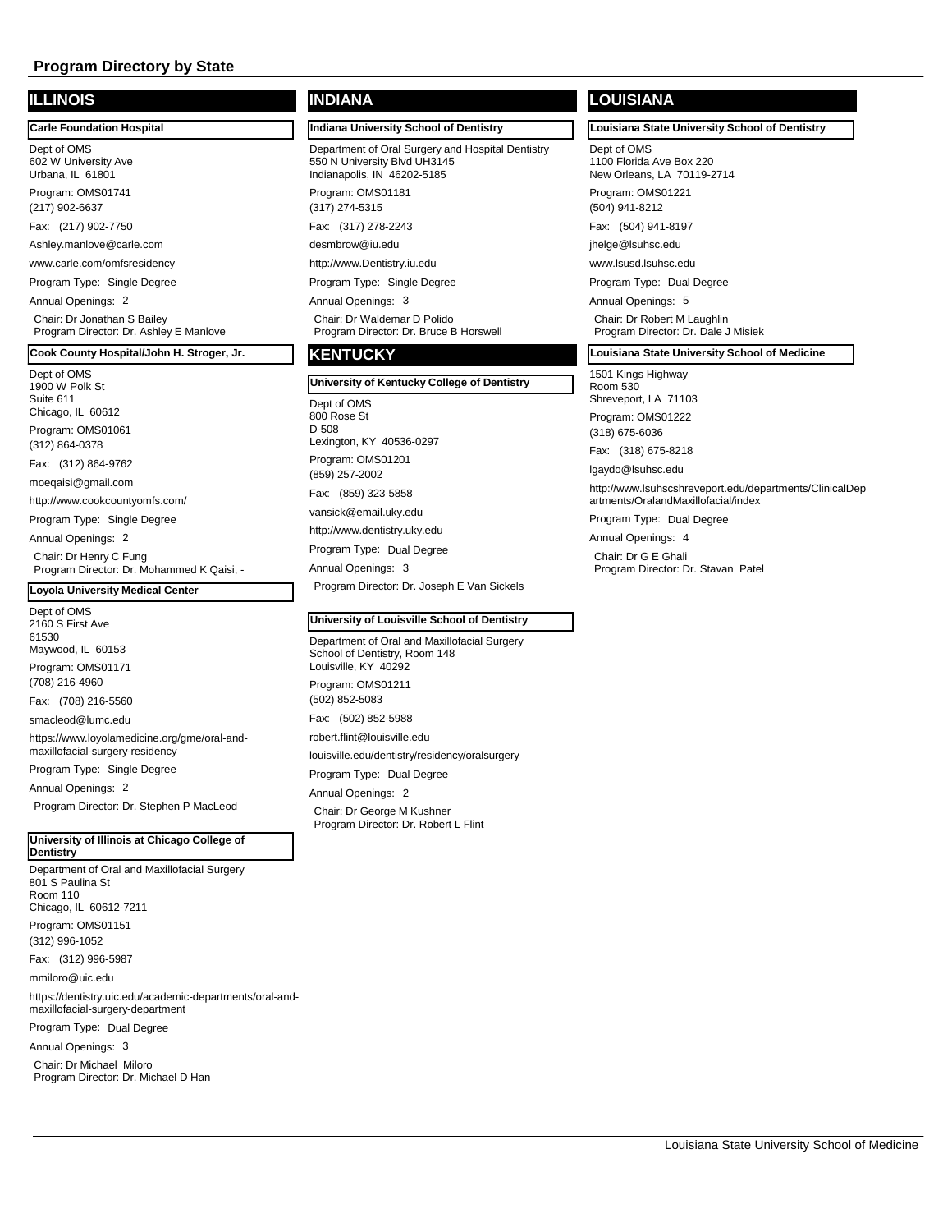# Program Directory by State

## ILLINOIS

### Carle Foundation Hospital

Dept of OMS
602 W University Ave
Urbana, IL 61801

Program: OMS01741
(217) 902-6637

Fax: (217) 902-7750

Ashley.manlove@carle.com

www.carle.com/omfsresidency

Program Type: Single Degree

Annual Openings: 2

Chair: Dr Jonathan S Bailey
Program Director: Dr. Ashley E Manlove

### Cook County Hospital/John H. Stroger, Jr.

Dept of OMS
1900 W Polk St
Suite 611
Chicago, IL 60612

Program: OMS01061
(312) 864-0378

Fax: (312) 864-9762

moeqaisi@gmail.com

http://www.cookcountyomfs.com/

Program Type: Single Degree

Annual Openings: 2

Chair: Dr Henry C Fung
Program Director: Dr. Mohammed K Qaisi, -

### Loyola University Medical Center

Dept of OMS
2160 S First Ave
61530
Maywood, IL 60153

Program: OMS01171
(708) 216-4960

Fax: (708) 216-5560

smacleod@lumc.edu

https://www.loyolamedicine.org/gme/oral-and-maxillofacial-surgery-residency

Program Type: Single Degree

Annual Openings: 2

Program Director: Dr. Stephen P MacLeod

### University of Illinois at Chicago College of Dentistry

Department of Oral and Maxillofacial Surgery
801 S Paulina St
Room 110
Chicago, IL 60612-7211

Program: OMS01151
(312) 996-1052

Fax: (312) 996-5987

mmiloro@uic.edu

https://dentistry.uic.edu/academic-departments/oral-and-maxillofacial-surgery-department

Program Type: Dual Degree

Annual Openings: 3

Chair: Dr Michael Miloro
Program Director: Dr. Michael D Han

## INDIANA

### Indiana University School of Dentistry

Department of Oral Surgery and Hospital Dentistry
550 N University Blvd UH3145
Indianapolis, IN 46202-5185

Program: OMS01181
(317) 274-5315

Fax: (317) 278-2243

desmbrow@iu.edu

http://www.Dentistry.iu.edu

Program Type: Single Degree

Annual Openings: 3

Chair: Dr Waldemar D Polido
Program Director: Dr. Bruce B Horswell

## KENTUCKY

### University of Kentucky College of Dentistry

Dept of OMS
800 Rose St
D-508
Lexington, KY 40536-0297

Program: OMS01201
(859) 257-2002

Fax: (859) 323-5858

vansick@email.uky.edu

http://www.dentistry.uky.edu

Program Type: Dual Degree

Annual Openings: 3

Program Director: Dr. Joseph E Van Sickels

### University of Louisville School of Dentistry

Department of Oral and Maxillofacial Surgery
School of Dentistry, Room 148
Louisville, KY 40292

Program: OMS01211
(502) 852-5083

Fax: (502) 852-5988

robert.flint@louisville.edu

louisville.edu/dentistry/residency/oralsurgery

Program Type: Dual Degree

Annual Openings: 2

Chair: Dr George M Kushner
Program Director: Dr. Robert L Flint

## LOUISIANA

### Louisiana State University School of Dentistry

Dept of OMS
1100 Florida Ave Box 220
New Orleans, LA 70119-2714

Program: OMS01221
(504) 941-8212

Fax: (504) 941-8197

jhelge@lsuhsc.edu

www.lsusd.lsuhsc.edu

Program Type: Dual Degree

Annual Openings: 5

Chair: Dr Robert M Laughlin
Program Director: Dr. Dale J Misiek

### Louisiana State University School of Medicine

1501 Kings Highway
Room 530
Shreveport, LA 71103

Program: OMS01222
(318) 675-6036

Fax: (318) 675-8218

lgaydo@lsuhsc.edu

http://www.lsuhscshreveport.edu/departments/ClinicalDepartments/OralandMaxillofacial/index

Program Type: Dual Degree

Annual Openings: 4

Chair: Dr G E Ghali
Program Director: Dr. Stavan Patel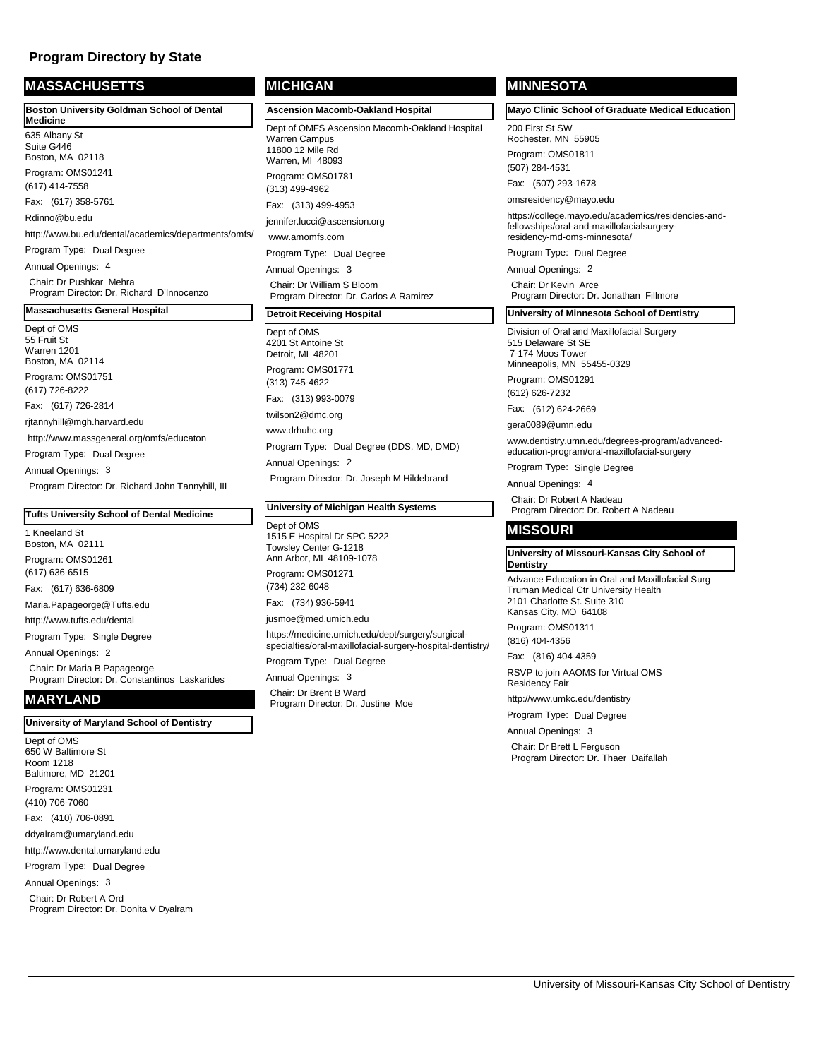## Program Directory by State

## MASSACHUSETTS

### Boston University Goldman School of Dental Medicine

635 Albany St
Suite G446
Boston, MA 02118

Program: OMS01241

(617) 414-7558

Fax: (617) 358-5761

Rdinno@bu.edu

http://www.bu.edu/dental/academics/departments/omfs/

Program Type: Dual Degree

Annual Openings: 4

Chair: Dr Pushkar Mehra
Program Director: Dr. Richard D'Innocenzo

### Massachusetts General Hospital

Dept of OMS
55 Fruit St
Warren 1201
Boston, MA 02114

Program: OMS01751

(617) 726-8222

Fax: (617) 726-2814

rjtannyhill@mgh.harvard.edu

http://www.massgeneral.org/omfs/educaton

Program Type: Dual Degree

Annual Openings: 3

Program Director: Dr. Richard John Tannyhill, III

### Tufts University School of Dental Medicine

1 Kneeland St
Boston, MA 02111

Program: OMS01261

(617) 636-6515

Fax: (617) 636-6809

Maria.Papageorge@Tufts.edu

http://www.tufts.edu/dental

Program Type: Single Degree

Annual Openings: 2

Chair: Dr Maria B Papageorge
Program Director: Dr. Constantinos Laskarides

## MARYLAND

### University of Maryland School of Dentistry

Dept of OMS
650 W Baltimore St
Room 1218
Baltimore, MD 21201

Program: OMS01231

(410) 706-7060

Fax: (410) 706-0891

ddyalram@umaryland.edu

http://www.dental.umaryland.edu

Program Type: Dual Degree

Annual Openings: 3

Chair: Dr Robert A Ord
Program Director: Dr. Donita V Dyalram

## MICHIGAN

### Ascension Macomb-Oakland Hospital

Dept of OMFS Ascension Macomb-Oakland Hospital
Warren Campus
11800 12 Mile Rd
Warren, MI 48093

Program: OMS01781

(313) 499-4962

Fax: (313) 499-4953

jennifer.lucci@ascension.org

www.amomfs.com

Program Type: Dual Degree

Annual Openings: 3

Chair: Dr William S Bloom
Program Director: Dr. Carlos A Ramirez

### Detroit Receiving Hospital

Dept of OMS
4201 St Antoine St
Detroit, MI 48201

Program: OMS01771

(313) 745-4622

Fax: (313) 993-0079

twilson2@dmc.org

www.drhuhc.org

Program Type: Dual Degree (DDS, MD, DMD)

Annual Openings: 2

Program Director: Dr. Joseph M Hildebrand

### University of Michigan Health Systems

Dept of OMS
1515 E Hospital Dr SPC 5222
Towsley Center G-1218
Ann Arbor, MI 48109-1078

Program: OMS01271

(734) 232-6048

Fax: (734) 936-5941

jusmoe@med.umich.edu

https://medicine.umich.edu/dept/surgery/surgical-specialties/oral-maxillofacial-surgery-hospital-dentistry/

Program Type: Dual Degree

Annual Openings: 3

Chair: Dr Brent B Ward
Program Director: Dr. Justine Moe

## MINNESOTA

### Mayo Clinic School of Graduate Medical Education

200 First St SW
Rochester, MN 55905

Program: OMS01811

(507) 284-4531

Fax: (507) 293-1678

omsresidency@mayo.edu

https://college.mayo.edu/academics/residencies-and-fellowships/oral-and-maxillofacialsurgery-residency-md-oms-minnesota/

Program Type: Dual Degree

Annual Openings: 2

Chair: Dr Kevin Arce
Program Director: Dr. Jonathan Fillmore

### University of Minnesota School of Dentistry

Division of Oral and Maxillofacial Surgery
515 Delaware St SE
7-174 Moos Tower
Minneapolis, MN 55455-0329

Program: OMS01291

(612) 626-7232

Fax: (612) 624-2669

gera0089@umn.edu

www.dentistry.umn.edu/degrees-program/advanced-education-program/oral-maxillofacial-surgery

Program Type: Single Degree

Annual Openings: 4

Chair: Dr Robert A Nadeau
Program Director: Dr. Robert A Nadeau

## MISSOURI

### University of Missouri-Kansas City School of Dentistry

Advance Education in Oral and Maxillofacial Surg
Truman Medical Ctr University Health
2101 Charlotte St. Suite 310
Kansas City, MO 64108

Program: OMS01311

(816) 404-4356

Fax: (816) 404-4359

RSVP to join AAOMS for Virtual OMS Residency Fair

http://www.umkc.edu/dentistry

Program Type: Dual Degree

Annual Openings: 3

Chair: Dr Brett L Ferguson
Program Director: Dr. Thaer Daifallah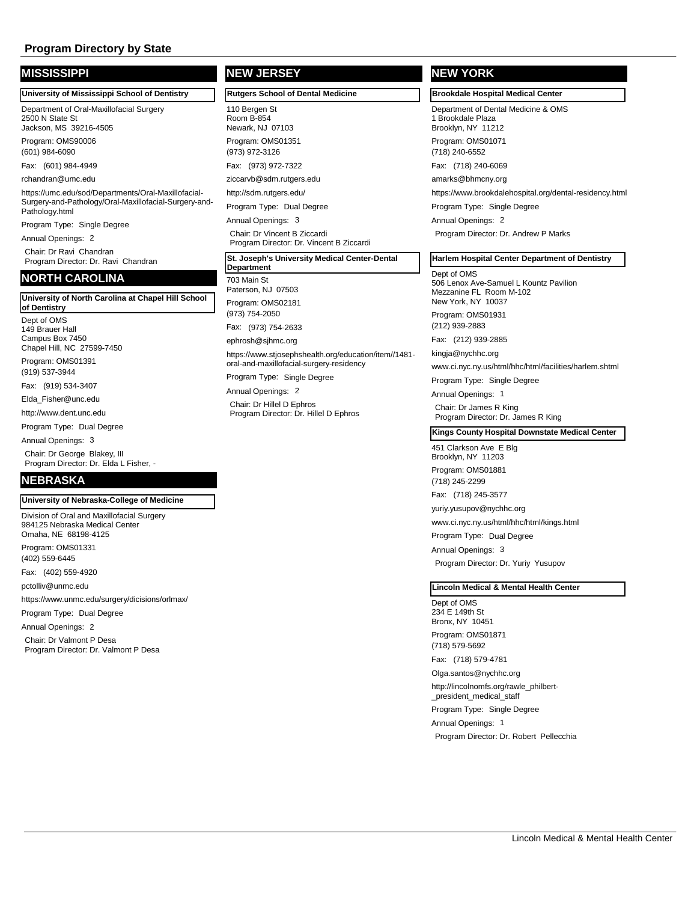# Program Directory by State

## MISSISSIPPI

### University of Mississippi School of Dentistry

Department of Oral-Maxillofacial Surgery
2500 N State St
Jackson, MS 39216-4505

Program: OMS90006
(601) 984-6090

Fax: (601) 984-4949

rchandran@umc.edu

https://umc.edu/sod/Departments/Oral-Maxillofacial-Surgery-and-Pathology/Oral-Maxillofacial-Surgery-and-Pathology.html

Program Type: Single Degree

Annual Openings: 2

Chair: Dr Ravi Chandran
Program Director: Dr. Ravi Chandran

## NORTH CAROLINA

### University of North Carolina at Chapel Hill School of Dentistry

Dept of OMS
149 Brauer Hall
Campus Box 7450
Chapel Hill, NC 27599-7450

Program: OMS01391
(919) 537-3944

Fax: (919) 534-3407

Elda_Fisher@unc.edu

http://www.dent.unc.edu

Program Type: Dual Degree

Annual Openings: 3

Chair: Dr George Blakey, III
Program Director: Dr. Elda L Fisher, -

## NEBRASKA

### University of Nebraska-College of Medicine

Division of Oral and Maxillofacial Surgery
984125 Nebraska Medical Center
Omaha, NE 68198-4125

Program: OMS01331
(402) 559-6445

Fax: (402) 559-4920

pctolliv@unmc.edu

https://www.unmc.edu/surgery/dicisions/orlmax/

Program Type: Dual Degree

Annual Openings: 2

Chair: Dr Valmont P Desa
Program Director: Dr. Valmont P Desa

## NEW JERSEY

### Rutgers School of Dental Medicine

110 Bergen St
Room B-854
Newark, NJ 07103

Program: OMS01351
(973) 972-3126

Fax: (973) 972-7322

ziccarvb@sdm.rutgers.edu

http://sdm.rutgers.edu/

Program Type: Dual Degree

Annual Openings: 3

Chair: Dr Vincent B Ziccardi
Program Director: Dr. Vincent B Ziccardi

### St. Joseph's University Medical Center-Dental Department

703 Main St
Paterson, NJ 07503

Program: OMS02181
(973) 754-2050

Fax: (973) 754-2633

ephrosh@sjhmc.org

https://www.stjosephshealth.org/education/item//1481-oral-and-maxillofacial-surgery-residency

Program Type: Single Degree

Annual Openings: 2

Chair: Dr Hillel D Ephros
Program Director: Dr. Hillel D Ephros

## NEW YORK

### Brookdale Hospital Medical Center

Department of Dental Medicine & OMS
1 Brookdale Plaza
Brooklyn, NY 11212

Program: OMS01071
(718) 240-6552

Fax: (718) 240-6069

amarks@bhmcny.org

https://www.brookdalehospital.org/dental-residency.html

Program Type: Single Degree

Annual Openings: 2

Program Director: Dr. Andrew P Marks

### Harlem Hospital Center Department of Dentistry

Dept of OMS
506 Lenox Ave-Samuel L Kountz Pavilion
Mezzanine FL Room M-102
New York, NY 10037

Program: OMS01931
(212) 939-2883

Fax: (212) 939-2885

kingja@nychhc.org

www.ci.nyc.ny.us/html/hhc/html/facilities/harlem.shtml

Program Type: Single Degree

Annual Openings: 1

Chair: Dr James R King
Program Director: Dr. James R King

### Kings County Hospital Downstate Medical Center

451 Clarkson Ave E Blg
Brooklyn, NY 11203

Program: OMS01881
(718) 245-2299

Fax: (718) 245-3577

yuriy.yusupov@nychhc.org

www.ci.nyc.ny.us/html/hhc/html/kings.html

Program Type: Dual Degree

Annual Openings: 3

Program Director: Dr. Yuriy Yusupov

### Lincoln Medical & Mental Health Center

Dept of OMS
234 E 149th St
Bronx, NY 10451

Program: OMS01871
(718) 579-5692

Fax: (718) 579-4781

Olga.santos@nychhc.org

http://lincolnomfs.org/rawle_philbert-_president_medical_staff

Program Type: Single Degree

Annual Openings: 1

Program Director: Dr. Robert Pellecchia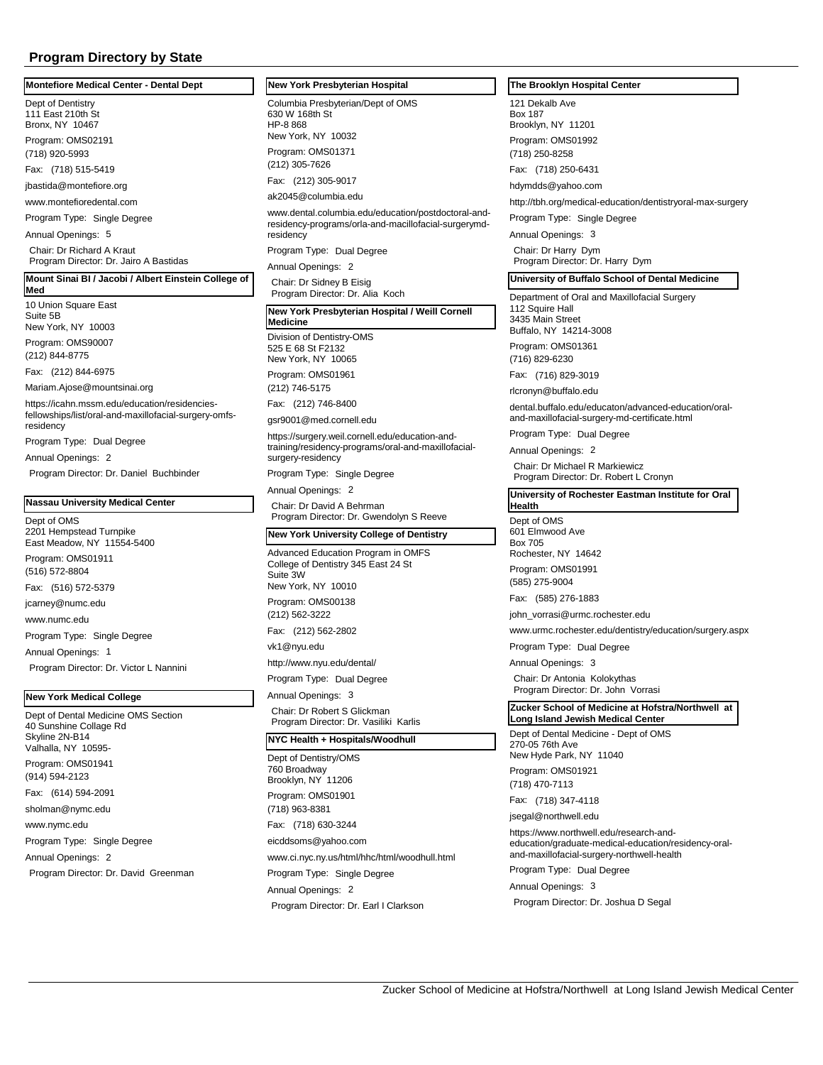## Program Directory by State

### Montefiore Medical Center - Dental Dept

Dept of Dentistry
111 East 210th St
Bronx, NY 10467

Program: OMS02191
(718) 920-5993
Fax: (718) 515-5419
jbastida@montefiore.org
www.montefioredental.com
Program Type: Single Degree
Annual Openings: 5
Chair: Dr Richard A Kraut
Program Director: Dr. Jairo A Bastidas

### Mount Sinai BI / Jacobi / Albert Einstein College of Med

10 Union Square East
Suite 5B
New York, NY 10003

Program: OMS90007
(212) 844-8775
Fax: (212) 844-6975
Mariam.Ajose@mountsinai.org
https://icahn.mssm.edu/education/residencies-fellowships/list/oral-and-maxillofacial-surgery-omfs-residency
Program Type: Dual Degree
Annual Openings: 2
Program Director: Dr. Daniel Buchbinder

### Nassau University Medical Center

Dept of OMS
2201 Hempstead Turnpike
East Meadow, NY 11554-5400

Program: OMS01911
(516) 572-8804
Fax: (516) 572-5379
jcarney@numc.edu
www.numc.edu
Program Type: Single Degree
Annual Openings: 1
Program Director: Dr. Victor L Nannini

### New York Medical College

Dept of Dental Medicine OMS Section
40 Sunshine Collage Rd
Skyline 2N-B14
Valhalla, NY 10595-

Program: OMS01941
(914) 594-2123
Fax: (614) 594-2091
sholman@nymc.edu
www.nymc.edu
Program Type: Single Degree
Annual Openings: 2
Program Director: Dr. David Greenman

### New York Presbyterian Hospital

Columbia Presbyterian/Dept of OMS
630 W 168th St
HP-8 868
New York, NY 10032

Program: OMS01371
(212) 305-7626
Fax: (212) 305-9017
ak2045@columbia.edu
www.dental.columbia.edu/education/postdoctoral-and-residency-programs/orla-and-macillofacial-surgerymd-residency
Program Type: Dual Degree
Annual Openings: 2
Chair: Dr Sidney B Eisig
Program Director: Dr. Alia Koch

### New York Presbyterian Hospital / Weill Cornell Medicine

Division of Dentistry-OMS
525 E 68 St F2132
New York, NY 10065

Program: OMS01961
(212) 746-5175
Fax: (212) 746-8400
gsr9001@med.cornell.edu
https://surgery.weil.cornell.edu/education-and-training/residency-programs/oral-and-maxillofacial-surgery-residency
Program Type: Single Degree
Annual Openings: 2
Chair: Dr David A Behrman
Program Director: Dr. Gwendolyn S Reeve

### New York University College of Dentistry

Advanced Education Program in OMFS
College of Dentistry 345 East 24 St
Suite 3W
New York, NY 10010

Program: OMS00138
(212) 562-3222
Fax: (212) 562-2802
vk1@nyu.edu
http://www.nyu.edu/dental/
Program Type: Dual Degree
Annual Openings: 3
Chair: Dr Robert S Glickman
Program Director: Dr. Vasiliki Karlis

### NYC Health + Hospitals/Woodhull

Dept of Dentistry/OMS
760 Broadway
Brooklyn, NY 11206

Program: OMS01901
(718) 963-8381
Fax: (718) 630-3244
eicddsoms@yahoo.com
www.ci.nyc.ny.us/html/hhc/html/woodhull.html
Program Type: Single Degree
Annual Openings: 2
Program Director: Dr. Earl I Clarkson

### The Brooklyn Hospital Center

121 Dekalb Ave
Box 187
Brooklyn, NY 11201

Program: OMS01992
(718) 250-8258
Fax: (718) 250-6431
hdymdds@yahoo.com
http://tbh.org/medical-education/dentistryoral-max-surgery
Program Type: Single Degree
Annual Openings: 3
Chair: Dr Harry Dym
Program Director: Dr. Harry Dym

### University of Buffalo School of Dental Medicine

Department of Oral and Maxillofacial Surgery
112 Squire Hall
3435 Main Street
Buffalo, NY 14214-3008

Program: OMS01361
(716) 829-6230
Fax: (716) 829-3019
rlcronyn@buffalo.edu
dental.buffalo.edu/educaton/advanced-education/oral-and-maxillofacial-surgery-md-certificate.html
Program Type: Dual Degree
Annual Openings: 2
Chair: Dr Michael R Markiewicz
Program Director: Dr. Robert L Cronyn

### University of Rochester Eastman Institute for Oral Health

Dept of OMS
601 Elmwood Ave
Box 705
Rochester, NY 14642

Program: OMS01991
(585) 275-9004
Fax: (585) 276-1883
john_vorrasi@urmc.rochester.edu
www.urmc.rochester.edu/dentistry/education/surgery.aspx
Program Type: Dual Degree
Annual Openings: 3
Chair: Dr Antonia Kolokythas
Program Director: Dr. John Vorrasi

### Zucker School of Medicine at Hofstra/Northwell at Long Island Jewish Medical Center

Dept of Dental Medicine - Dept of OMS
270-05 76th Ave
New Hyde Park, NY 11040

Program: OMS01921
(718) 470-7113
Fax: (718) 347-4118
jsegal@northwell.edu
https://www.northwell.edu/research-and-education/graduate-medical-education/residency-oral-and-maxillofacial-surgery-northwell-health
Program Type: Dual Degree
Annual Openings: 3
Program Director: Dr. Joshua D Segal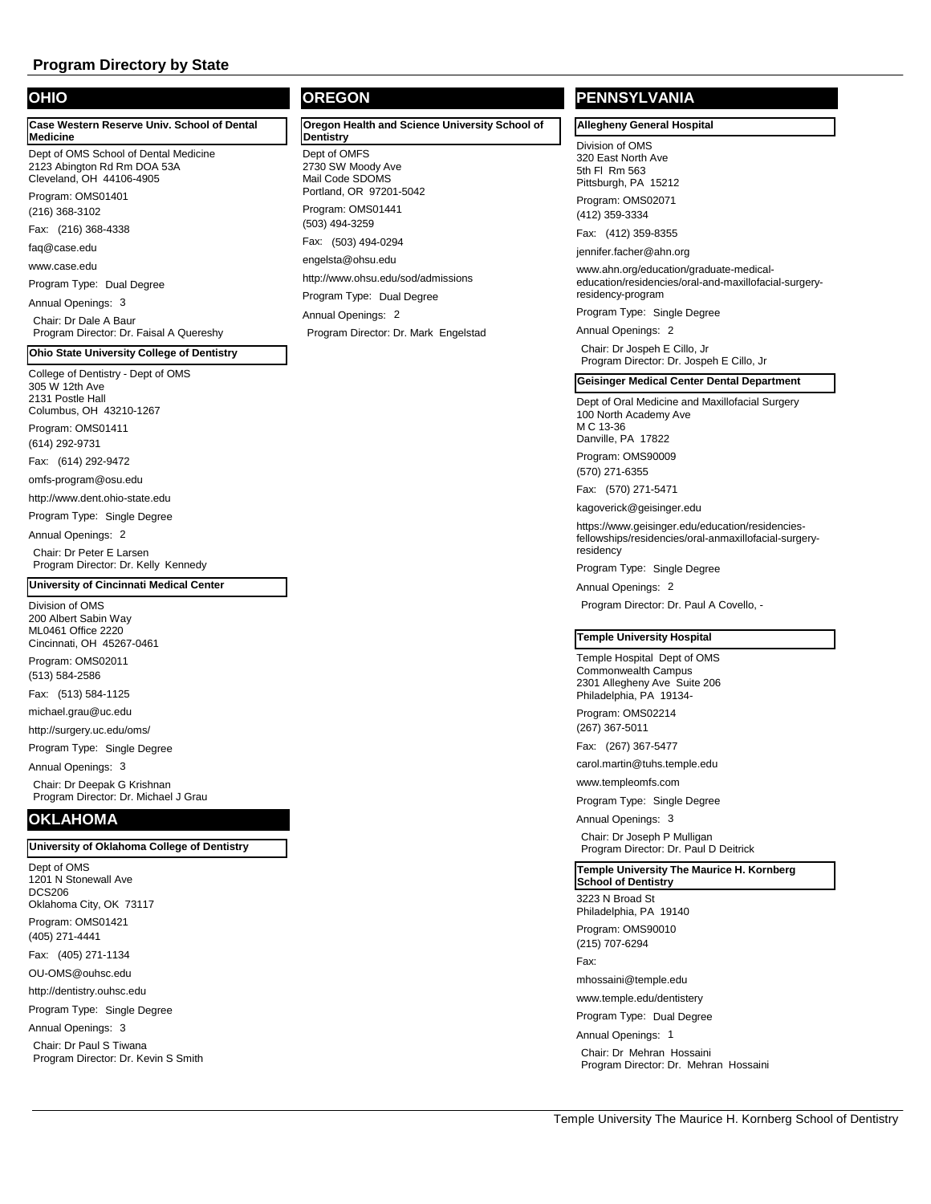## Program Directory by State

## OHIO

### Case Western Reserve Univ. School of Dental Medicine

Dept of OMS School of Dental Medicine
2123 Abington Rd Rm DOA 53A
Cleveland, OH 44106-4905

Program: OMS01401

(216) 368-3102

Fax: (216) 368-4338

faq@case.edu

www.case.edu

Program Type: Dual Degree

Annual Openings: 3

Chair: Dr Dale A Baur
Program Director: Dr. Faisal A Quereshy

### Ohio State University College of Dentistry

College of Dentistry - Dept of OMS
305 W 12th Ave
2131 Postle Hall
Columbus, OH 43210-1267

Program: OMS01411

(614) 292-9731

Fax: (614) 292-9472

omfs-program@osu.edu

http://www.dent.ohio-state.edu

Program Type: Single Degree

Annual Openings: 2

Chair: Dr Peter E Larsen
Program Director: Dr. Kelly Kennedy

### University of Cincinnati Medical Center

Division of OMS
200 Albert Sabin Way
ML0461 Office 2220
Cincinnati, OH 45267-0461

Program: OMS02011

(513) 584-2586

Fax: (513) 584-1125

michael.grau@uc.edu

http://surgery.uc.edu/oms/

Program Type: Single Degree

Annual Openings: 3

Chair: Dr Deepak G Krishnan
Program Director: Dr. Michael J Grau

## OKLAHOMA

### University of Oklahoma College of Dentistry

Dept of OMS
1201 N Stonewall Ave
DCS206
Oklahoma City, OK 73117

Program: OMS01421

(405) 271-4441

Fax: (405) 271-1134

OU-OMS@ouhsc.edu

http://dentistry.ouhsc.edu

Program Type: Single Degree

Annual Openings: 3

Chair: Dr Paul S Tiwana
Program Director: Dr. Kevin S Smith

## OREGON

### Oregon Health and Science University School of Dentistry

Dept of OMFS
2730 SW Moody Ave
Mail Code SDOMS
Portland, OR 97201-5042

Program: OMS01441

(503) 494-3259

Fax: (503) 494-0294

engelsta@ohsu.edu

http://www.ohsu.edu/sod/admissions

Program Type: Dual Degree

Annual Openings: 2

Program Director: Dr. Mark Engelstad

## PENNSYLVANIA

### Allegheny General Hospital

Division of OMS
320 East North Ave
5th Fl Rm 563
Pittsburgh, PA 15212

Program: OMS02071

(412) 359-3334

Fax: (412) 359-8355

jennifer.facher@ahn.org

www.ahn.org/education/graduate-medical-education/residencies/oral-and-maxillofacial-surgery-residency-program

Program Type: Single Degree

Annual Openings: 2

Chair: Dr Jospeh E Cillo, Jr
Program Director: Dr. Jospeh E Cillo, Jr

### Geisinger Medical Center Dental Department

Dept of Oral Medicine and Maxillofacial Surgery
100 North Academy Ave
M C 13-36
Danville, PA 17822

Program: OMS90009

(570) 271-6355

Fax: (570) 271-5471

kagoverick@geisinger.edu

https://www.geisinger.edu/education/residencies-fellowships/residencies/oral-anmaxillofacial-surgery-residency

Program Type: Single Degree

Annual Openings: 2

Program Director: Dr. Paul A Covello, -

### Temple University Hospital

Temple Hospital Dept of OMS
Commonwealth Campus
2301 Allegheny Ave Suite 206
Philadelphia, PA 19134-

Program: OMS02214

(267) 367-5011

Fax: (267) 367-5477

carol.martin@tuhs.temple.edu

www.templeomfs.com

Program Type: Single Degree

Annual Openings: 3

Chair: Dr Joseph P Mulligan
Program Director: Dr. Paul D Deitrick

### Temple University The Maurice H. Kornberg School of Dentistry

3223 N Broad St
Philadelphia, PA 19140

Program: OMS90010

(215) 707-6294

Fax:

mhossaini@temple.edu

www.temple.edu/dentistery

Program Type: Dual Degree

Annual Openings: 1

Chair: Dr Mehran Hossaini
Program Director: Dr. Mehran Hossaini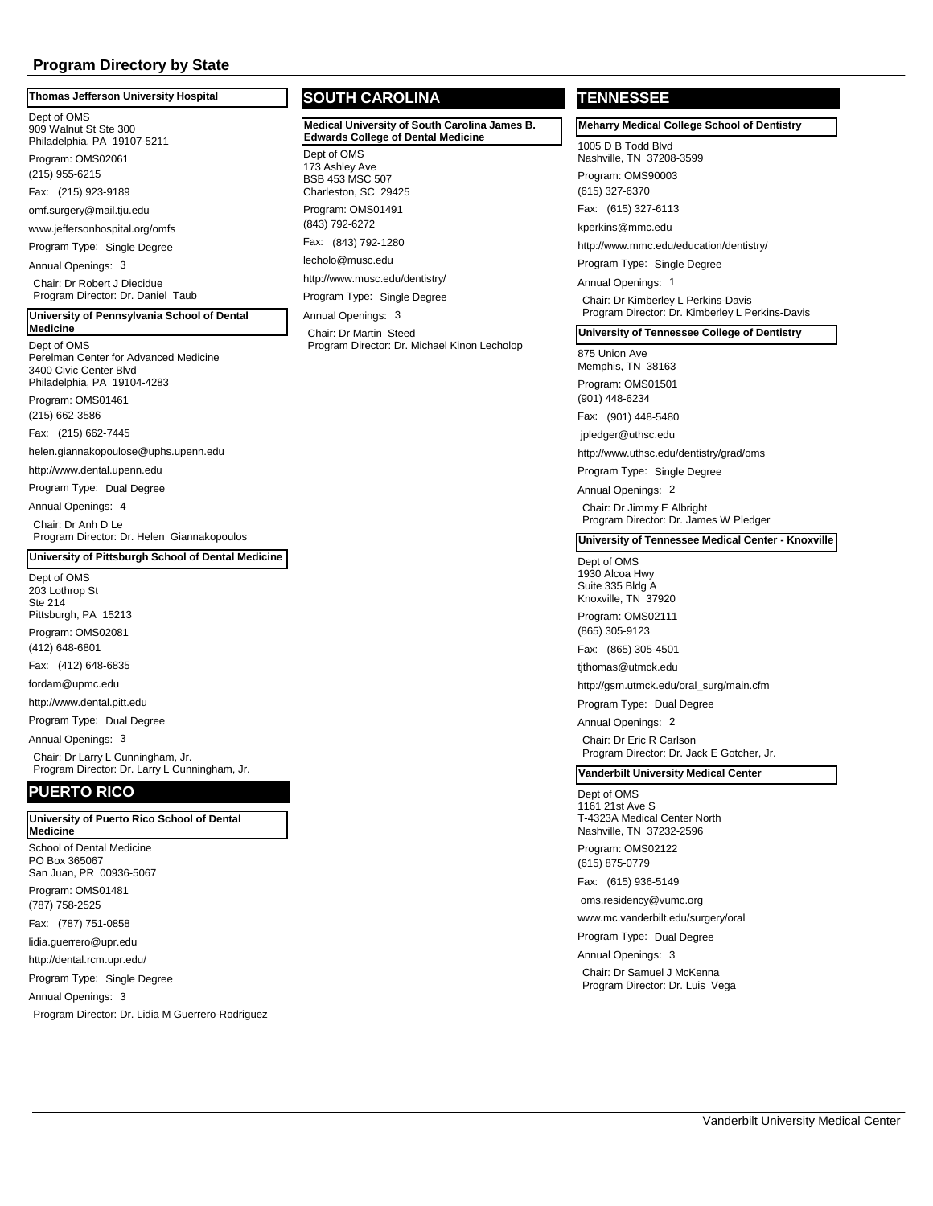### Thomas Jefferson University Hospital

Dept of OMS
909 Walnut St Ste 300
Philadelphia, PA 19107-5211

Program: OMS02061

(215) 955-6215

Fax: (215) 923-9189

omf.surgery@mail.tju.edu

www.jeffersonhospital.org/omfs

Program Type: Single Degree

Annual Openings: 3

Chair: Dr Robert J Diecidue
Program Director: Dr. Daniel Taub

### University of Pennsylvania School of Dental Medicine

Dept of OMS
Perelman Center for Advanced Medicine
3400 Civic Center Blvd
Philadelphia, PA 19104-4283

Program: OMS01461

(215) 662-3586

Fax: (215) 662-7445

helen.giannakopoulose@uphs.upenn.edu

http://www.dental.upenn.edu

Program Type: Dual Degree

Annual Openings: 4

Chair: Dr Anh D Le
Program Director: Dr. Helen Giannakopoulos

### University of Pittsburgh School of Dental Medicine

Dept of OMS
203 Lothrop St
Ste 214
Pittsburgh, PA 15213

Program: OMS02081

(412) 648-6801

Fax: (412) 648-6835

fordam@upmc.edu

http://www.dental.pitt.edu

Program Type: Dual Degree

Annual Openings: 3

Chair: Dr Larry L Cunningham, Jr.
Program Director: Dr. Larry L Cunningham, Jr.

## PUERTO RICO

### University of Puerto Rico School of Dental Medicine

School of Dental Medicine
PO Box 365067
San Juan, PR 00936-5067

Program: OMS01481

(787) 758-2525

Fax: (787) 751-0858

lidia.guerrero@upr.edu

http://dental.rcm.upr.edu/

Program Type: Single Degree

Annual Openings: 3

Program Director: Dr. Lidia M Guerrero-Rodriguez

## SOUTH CAROLINA

### Medical University of South Carolina James B. Edwards College of Dental Medicine

Dept of OMS
173 Ashley Ave
BSB 453 MSC 507
Charleston, SC 29425

Program: OMS01491

(843) 792-6272

Fax: (843) 792-1280

lecholo@musc.edu

http://www.musc.edu/dentistry/

Program Type: Single Degree

Annual Openings: 3

Chair: Dr Martin Steed
Program Director: Dr. Michael Kinon Lecholop

## TENNESSEE

### Meharry Medical College School of Dentistry

1005 D B Todd Blvd
Nashville, TN 37208-3599

Program: OMS90003

(615) 327-6370

Fax: (615) 327-6113

kperkins@mmc.edu

http://www.mmc.edu/education/dentistry/

Program Type: Single Degree

Annual Openings: 1

Chair: Dr Kimberley L Perkins-Davis
Program Director: Dr. Kimberley L Perkins-Davis

### University of Tennessee College of Dentistry

875 Union Ave
Memphis, TN 38163

Program: OMS01501

(901) 448-6234

Fax: (901) 448-5480

jpledger@uthsc.edu

http://www.uthsc.edu/dentistry/grad/oms

Program Type: Single Degree

Annual Openings: 2

Chair: Dr Jimmy E Albright
Program Director: Dr. James W Pledger

### University of Tennessee Medical Center - Knoxville

Dept of OMS
1930 Alcoa Hwy
Suite 335 Bldg A
Knoxville, TN 37920

Program: OMS02111

(865) 305-9123

Fax: (865) 305-4501

tjthomas@utmck.edu

http://gsm.utmck.edu/oral_surg/main.cfm

Program Type: Dual Degree

Annual Openings: 2

Chair: Dr Eric R Carlson
Program Director: Dr. Jack E Gotcher, Jr.

### Vanderbilt University Medical Center

Dept of OMS
1161 21st Ave S
T-4323A Medical Center North
Nashville, TN 37232-2596

Program: OMS02122

(615) 875-0779

Fax: (615) 936-5149

oms.residency@vumc.org

www.mc.vanderbilt.edu/surgery/oral

Program Type: Dual Degree

Annual Openings: 3

Chair: Dr Samuel J McKenna
Program Director: Dr. Luis Vega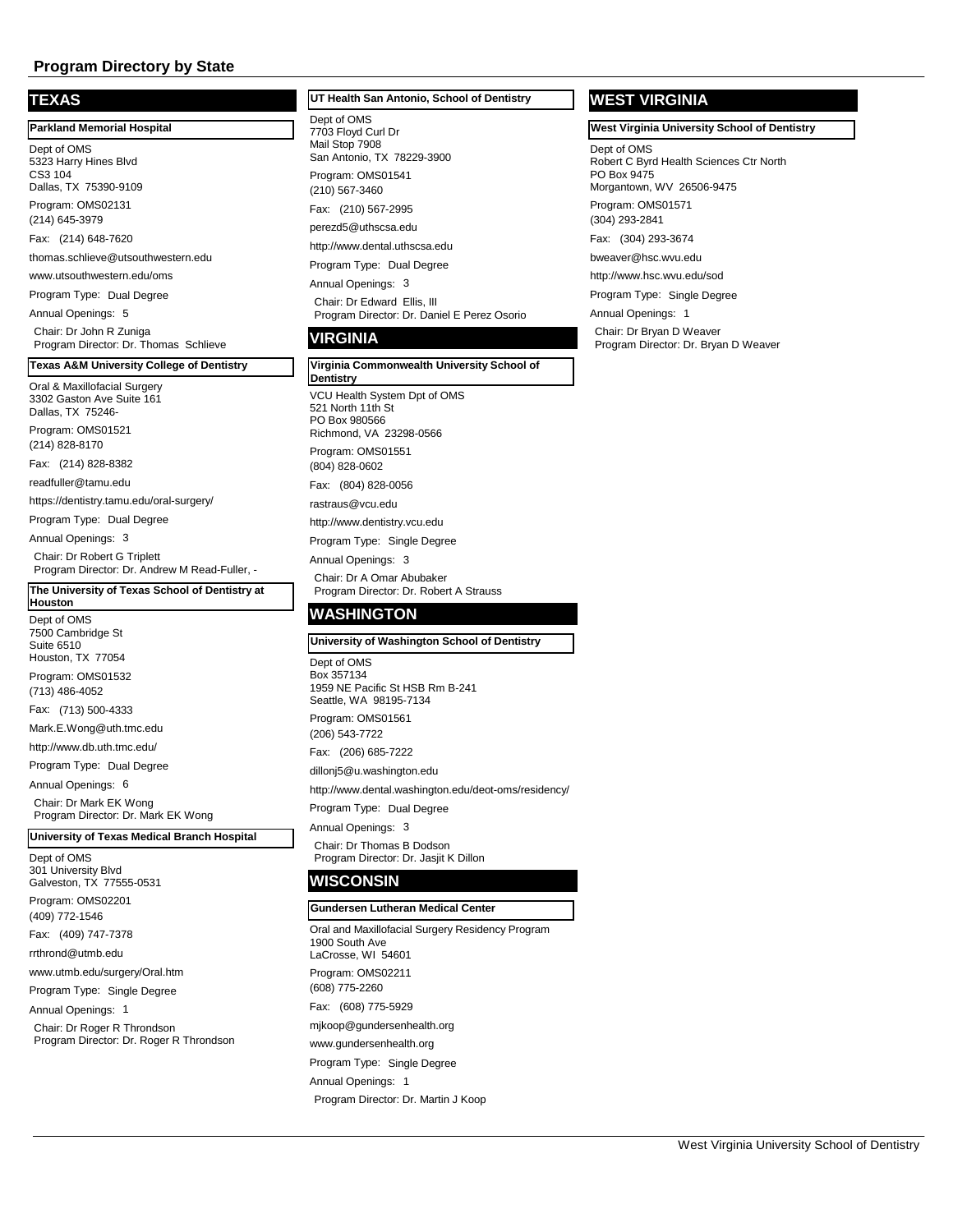## Program Directory by State

## TEXAS

### Parkland Memorial Hospital

Dept of OMS
5323 Harry Hines Blvd
CS3 104
Dallas, TX 75390-9109

Program: OMS02131
(214) 645-3979

Fax: (214) 648-7620

thomas.schlieve@utsouthwestern.edu

www.utsouthwestern.edu/oms

Program Type: Dual Degree

Annual Openings: 5

Chair: Dr John R Zuniga
Program Director: Dr. Thomas Schlieve

### Texas A&M University College of Dentistry

Oral & Maxillofacial Surgery
3302 Gaston Ave Suite 161
Dallas, TX 75246-

Program: OMS01521
(214) 828-8170

Fax: (214) 828-8382

readfuller@tamu.edu

https://dentistry.tamu.edu/oral-surgery/

Program Type: Dual Degree

Annual Openings: 3

Chair: Dr Robert G Triplett
Program Director: Dr. Andrew M Read-Fuller, -

### The University of Texas School of Dentistry at Houston

Dept of OMS
7500 Cambridge St
Suite 6510
Houston, TX 77054

Program: OMS01532
(713) 486-4052

Fax: (713) 500-4333

Mark.E.Wong@uth.tmc.edu

http://www.db.uth.tmc.edu/

Program Type: Dual Degree

Annual Openings: 6

Chair: Dr Mark EK Wong
Program Director: Dr. Mark EK Wong

### University of Texas Medical Branch Hospital

Dept of OMS
301 University Blvd
Galveston, TX 77555-0531

Program: OMS02201
(409) 772-1546

Fax: (409) 747-7378

rrthrond@utmb.edu

www.utmb.edu/surgery/Oral.htm

Program Type: Single Degree

Annual Openings: 1

Chair: Dr Roger R Throndson
Program Director: Dr. Roger R Throndson

### UT Health San Antonio, School of Dentistry

Dept of OMS
7703 Floyd Curl Dr
Mail Stop 7908
San Antonio, TX 78229-3900

Program: OMS01541
(210) 567-3460

Fax: (210) 567-2995

perezd5@uthscsa.edu

http://www.dental.uthscsa.edu

Program Type: Dual Degree

Annual Openings: 3

Chair: Dr Edward Ellis, III
Program Director: Dr. Daniel E Perez Osorio

## VIRGINIA

### Virginia Commonwealth University School of Dentistry

VCU Health System Dpt of OMS
521 North 11th St
PO Box 980566
Richmond, VA 23298-0566

Program: OMS01551
(804) 828-0602

Fax: (804) 828-0056

rastraus@vcu.edu

http://www.dentistry.vcu.edu

Program Type: Single Degree

Annual Openings: 3

Chair: Dr A Omar Abubaker
Program Director: Dr. Robert A Strauss

## WASHINGTON

### University of Washington School of Dentistry

Dept of OMS
Box 357134
1959 NE Pacific St HSB Rm B-241
Seattle, WA 98195-7134

Program: OMS01561
(206) 543-7722

Fax: (206) 685-7222

dillonj5@u.washington.edu

http://www.dental.washington.edu/deot-oms/residency/

Program Type: Dual Degree

Annual Openings: 3

Chair: Dr Thomas B Dodson
Program Director: Dr. Jasjit K Dillon

## WISCONSIN

### Gundersen Lutheran Medical Center

Oral and Maxillofacial Surgery Residency Program
1900 South Ave
LaCrosse, WI 54601

Program: OMS02211
(608) 775-2260

Fax: (608) 775-5929

mjkoop@gundersenhealth.org

www.gundersenhealth.org

Program Type: Single Degree

Annual Openings: 1

Program Director: Dr. Martin J Koop

## WEST VIRGINIA

### West Virginia University School of Dentistry

Dept of OMS
Robert C Byrd Health Sciences Ctr North
PO Box 9475
Morgantown, WV 26506-9475

Program: OMS01571
(304) 293-2841

Fax: (304) 293-3674

bweaver@hsc.wvu.edu

http://www.hsc.wvu.edu/sod

Program Type: Single Degree

Annual Openings: 1

Chair: Dr Bryan D Weaver
Program Director: Dr. Bryan D Weaver